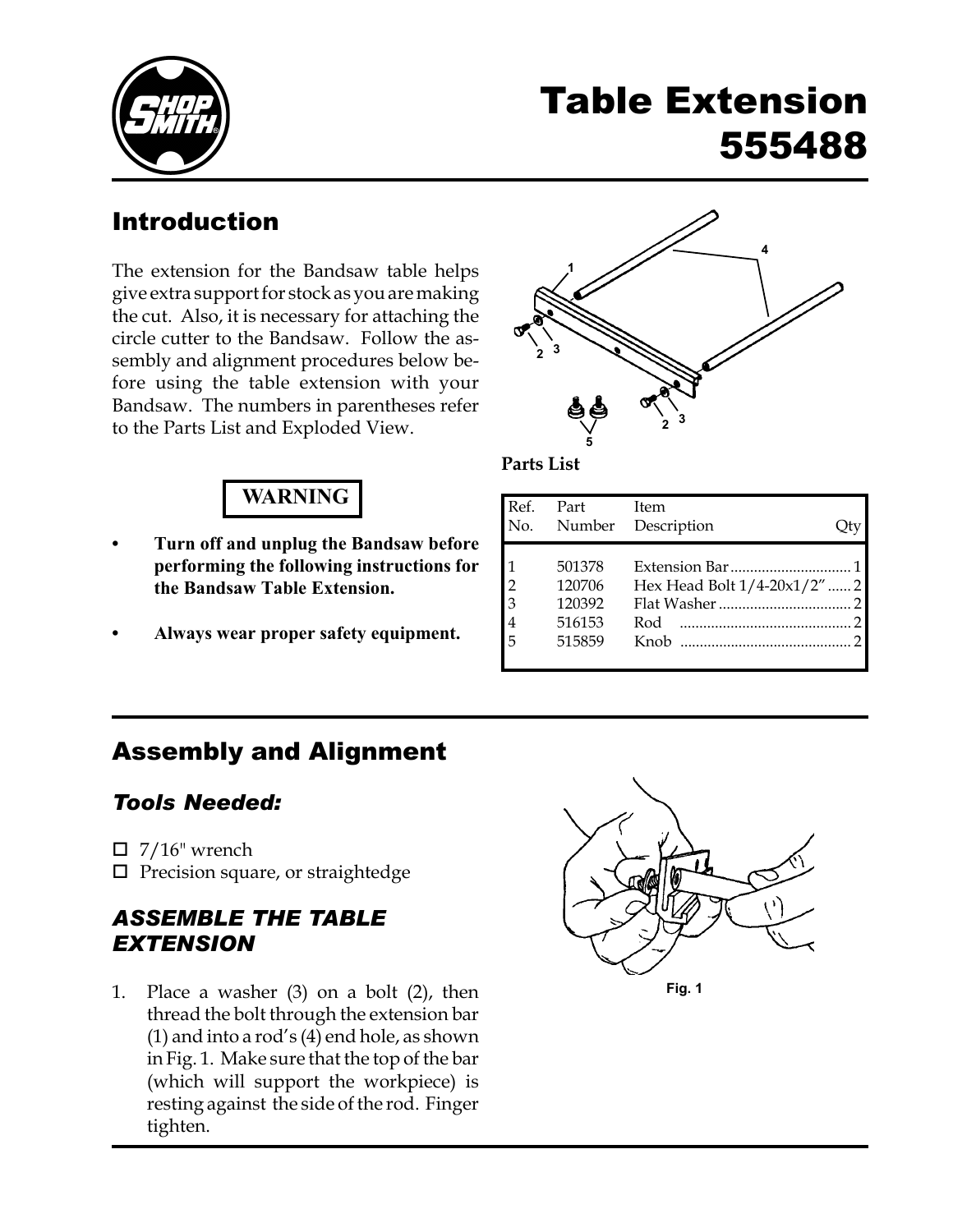# Table Extension 555488

## Introduction

The extension for the Bandsaw table helps give extra support for stock as you are making the cut. Also, it is necessary for attaching the circle cutter to the Bandsaw. Follow the assembly and alignment procedures below before using the table extension with your Bandsaw. The numbers in parentheses refer to the Parts List and Exploded View.

**WARNING**

- **Turn off and unplug the Bandsaw before performing the following instructions for the Bandsaw Table Extension.**
- **Always wear proper safety equipment.**

**Parts List**

| Ref. No. | Part Number | Item Description | Qty |
|---|---|---|---|
| 1 | 501378 | Extension Bar | 1 |
| 2 | 120706 | Hex Head Bolt 1/4-20x1/2" | 2 |
| 3 | 120392 | Flat Washer | 2 |
| 4 | 516153 | Rod | 2 |
| 5 | 515859 | Knob | 2 |

## Assembly and Alignment

### *Tools Needed:*

- ☐ 7/16" wrench
- ☐ Precision square, or straightedge

### *ASSEMBLE THE TABLE EXTENSION*

1. Place a washer (3) on a bolt (2), then thread the bolt through the extension bar (1) and into a rod's (4) end hole, as shown in Fig. 1. Make sure that the top of the bar (which will support the workpiece) is resting against the side of the rod. Finger tighten.

Fig. 1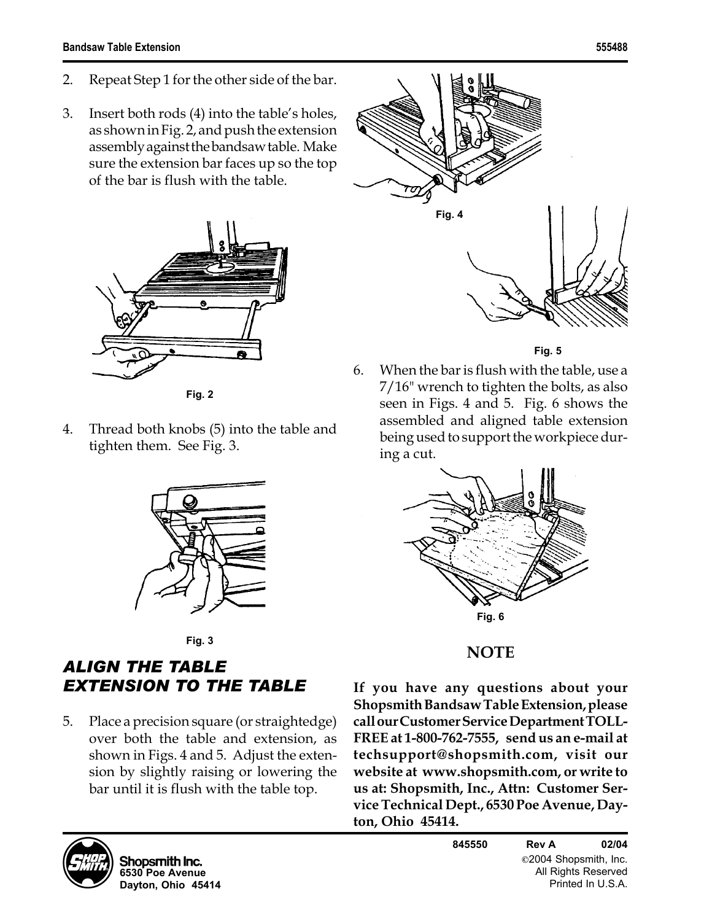2. Repeat Step 1 for the other side of the bar.

3. Insert both rods (4) into the table's holes, as shown in Fig. 2, and push the extension assembly against the bandsaw table. Make sure the extension bar faces up so the top of the bar is flush with the table.

Fig. 2

4. Thread both knobs (5) into the table and tighten them. See Fig. 3.

Fig. 3

## *ALIGN THE TABLE EXTENSION TO THE TABLE*

5. Place a precision square (or straightedge) over both the table and extension, as shown in Figs. 4 and 5. Adjust the extension by slightly raising or lowering the bar until it is flush with the table top.

Fig. 4

Fig. 5

6. When the bar is flush with the table, use a 7/16" wrench to tighten the bolts, as also seen in Figs. 4 and 5. Fig. 6 shows the assembled and aligned table extension being used to support the workpiece during a cut.

Fig. 6

## NOTE

**If you have any questions about your Shopsmith Bandsaw Table Extension, please call our Customer Service Department TOLL-FREE at 1-800-762-7555, send us an e-mail at techsupport@shopsmith.com, visit our website at www.shopsmith.com, or write to us at: Shopsmith, Inc., Attn: Customer Service Technical Dept., 6530 Poe Avenue, Dayton, Ohio 45414.**

Shopsmith Inc.
6530 Poe Avenue
Dayton, Ohio 45414

845550 Rev A 02/04
©2004 Shopsmith, Inc.
All Rights Reserved
Printed In U.S.A.